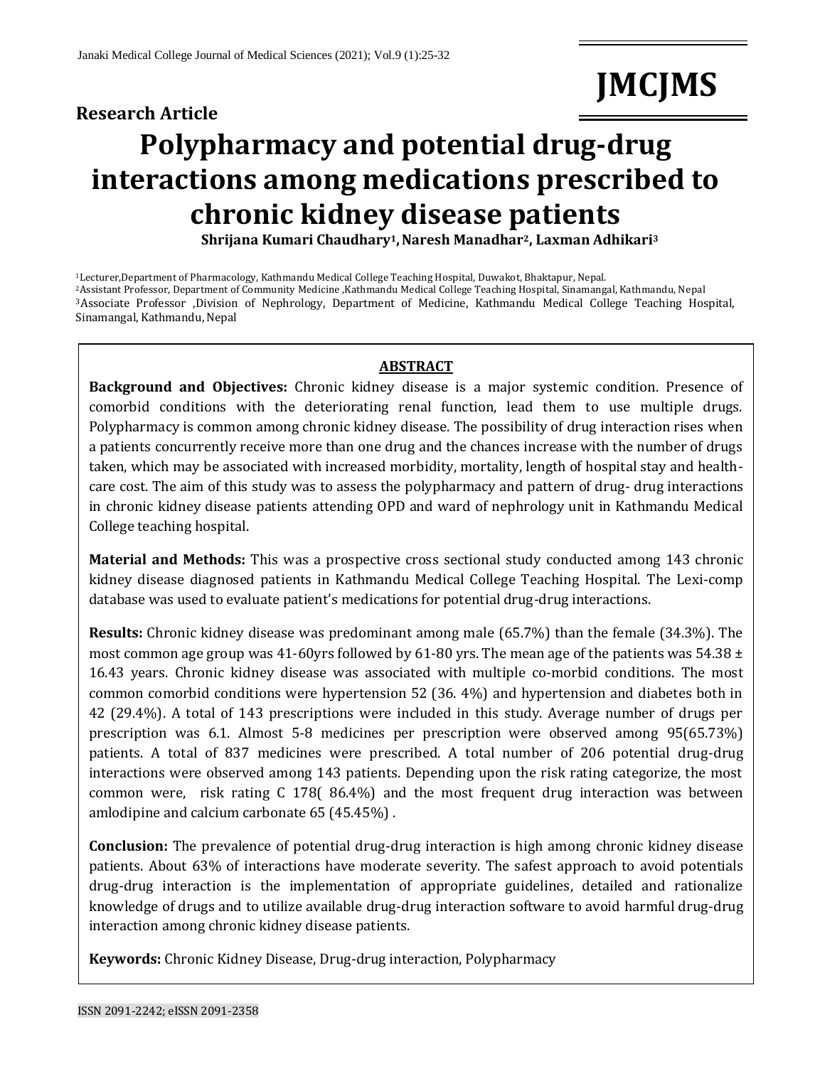Research Article

# Polypharmacy and potential drug-drug interactions among medications prescribed to chronic kidney disease patients

**Shrijana Kumari Chaudhary[1], Naresh Manadhar[2], Laxman Adhikari[3]**

[1]Lecturer,Department of Pharmacology, Kathmandu Medical College Teaching Hospital, Duwakot, Bhaktapur, Nepal.
[2]Assistant Professor, Department of Community Medicine ,Kathmandu Medical College Teaching Hospital, Sinamangal, Kathmandu, Nepal
[3]Associate Professor ,Division of Nephrology, Department of Medicine, Kathmandu Medical College Teaching Hospital, Sinamangal, Kathmandu, Nepal

## ABSTRACT

**Background and Objectives:** Chronic kidney disease is a major systemic condition. Presence of comorbid conditions with the deteriorating renal function, lead them to use multiple drugs. Polypharmacy is common among chronic kidney disease. The possibility of drug interaction rises when a patients concurrently receive more than one drug and the chances increase with the number of drugs taken, which may be associated with increased morbidity, mortality, length of hospital stay and health-care cost. The aim of this study was to assess the polypharmacy and pattern of drug- drug interactions in chronic kidney disease patients attending OPD and ward of nephrology unit in Kathmandu Medical College teaching hospital.

**Material and Methods:** This was a prospective cross sectional study conducted among 143 chronic kidney disease diagnosed patients in Kathmandu Medical College Teaching Hospital. The Lexi-comp database was used to evaluate patient's medications for potential drug-drug interactions.

**Results:** Chronic kidney disease was predominant among male (65.7%) than the female (34.3%). The most common age group was 41-60yrs followed by 61-80 yrs. The mean age of the patients was 54.38 ± 16.43 years. Chronic kidney disease was associated with multiple co-morbid conditions. The most common comorbid conditions were hypertension 52 (36. 4%) and hypertension and diabetes both in 42 (29.4%). A total of 143 prescriptions were included in this study. Average number of drugs per prescription was 6.1. Almost 5-8 medicines per prescription were observed among 95(65.73%) patients. A total of 837 medicines were prescribed. A total number of 206 potential drug-drug interactions were observed among 143 patients. Depending upon the risk rating categorize, the most common were, risk rating C 178( 86.4%) and the most frequent drug interaction was between amlodipine and calcium carbonate 65 (45.45%) .

**Conclusion:** The prevalence of potential drug-drug interaction is high among chronic kidney disease patients. About 63% of interactions have moderate severity. The safest approach to avoid potentials drug-drug interaction is the implementation of appropriate guidelines, detailed and rationalize knowledge of drugs and to utilize available drug-drug interaction software to avoid harmful drug-drug interaction among chronic kidney disease patients.

**Keywords:** Chronic Kidney Disease, Drug-drug interaction, Polypharmacy

ISSN 2091-2242; eISSN 2091-2358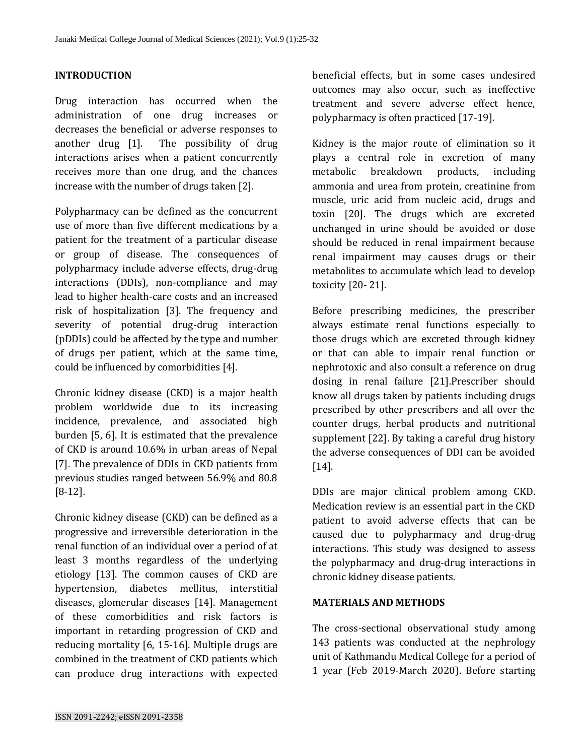## INTRODUCTION

Drug interaction has occurred when the administration of one drug increases or decreases the beneficial or adverse responses to another drug [1]. The possibility of drug interactions arises when a patient concurrently receives more than one drug, and the chances increase with the number of drugs taken [2].

Polypharmacy can be defined as the concurrent use of more than five different medications by a patient for the treatment of a particular disease or group of disease. The consequences of polypharmacy include adverse effects, drug-drug interactions (DDIs), non-compliance and may lead to higher health-care costs and an increased risk of hospitalization [3]. The frequency and severity of potential drug-drug interaction (pDDIs) could be affected by the type and number of drugs per patient, which at the same time, could be influenced by comorbidities [4].

Chronic kidney disease (CKD) is a major health problem worldwide due to its increasing incidence, prevalence, and associated high burden [5, 6]. It is estimated that the prevalence of CKD is around 10.6% in urban areas of Nepal [7]. The prevalence of DDIs in CKD patients from previous studies ranged between 56.9% and 80.8 [8-12].

Chronic kidney disease (CKD) can be defined as a progressive and irreversible deterioration in the renal function of an individual over a period of at least 3 months regardless of the underlying etiology [13]. The common causes of CKD are hypertension, diabetes mellitus, interstitial diseases, glomerular diseases [14]. Management of these comorbidities and risk factors is important in retarding progression of CKD and reducing mortality [6, 15-16]. Multiple drugs are combined in the treatment of CKD patients which can produce drug interactions with expected beneficial effects, but in some cases undesired outcomes may also occur, such as ineffective treatment and severe adverse effect hence, polypharmacy is often practiced [17-19].

Kidney is the major route of elimination so it plays a central role in excretion of many metabolic breakdown products, including ammonia and urea from protein, creatinine from muscle, uric acid from nucleic acid, drugs and toxin [20]. The drugs which are excreted unchanged in urine should be avoided or dose should be reduced in renal impairment because renal impairment may causes drugs or their metabolites to accumulate which lead to develop toxicity [20- 21].

Before prescribing medicines, the prescriber always estimate renal functions especially to those drugs which are excreted through kidney or that can able to impair renal function or nephrotoxic and also consult a reference on drug dosing in renal failure [21].Prescriber should know all drugs taken by patients including drugs prescribed by other prescribers and all over the counter drugs, herbal products and nutritional supplement [22]. By taking a careful drug history the adverse consequences of DDI can be avoided [14].

DDIs are major clinical problem among CKD. Medication review is an essential part in the CKD patient to avoid adverse effects that can be caused due to polypharmacy and drug-drug interactions. This study was designed to assess the polypharmacy and drug-drug interactions in chronic kidney disease patients.

## MATERIALS AND METHODS

The cross-sectional observational study among 143 patients was conducted at the nephrology unit of Kathmandu Medical College for a period of 1 year (Feb 2019-March 2020). Before starting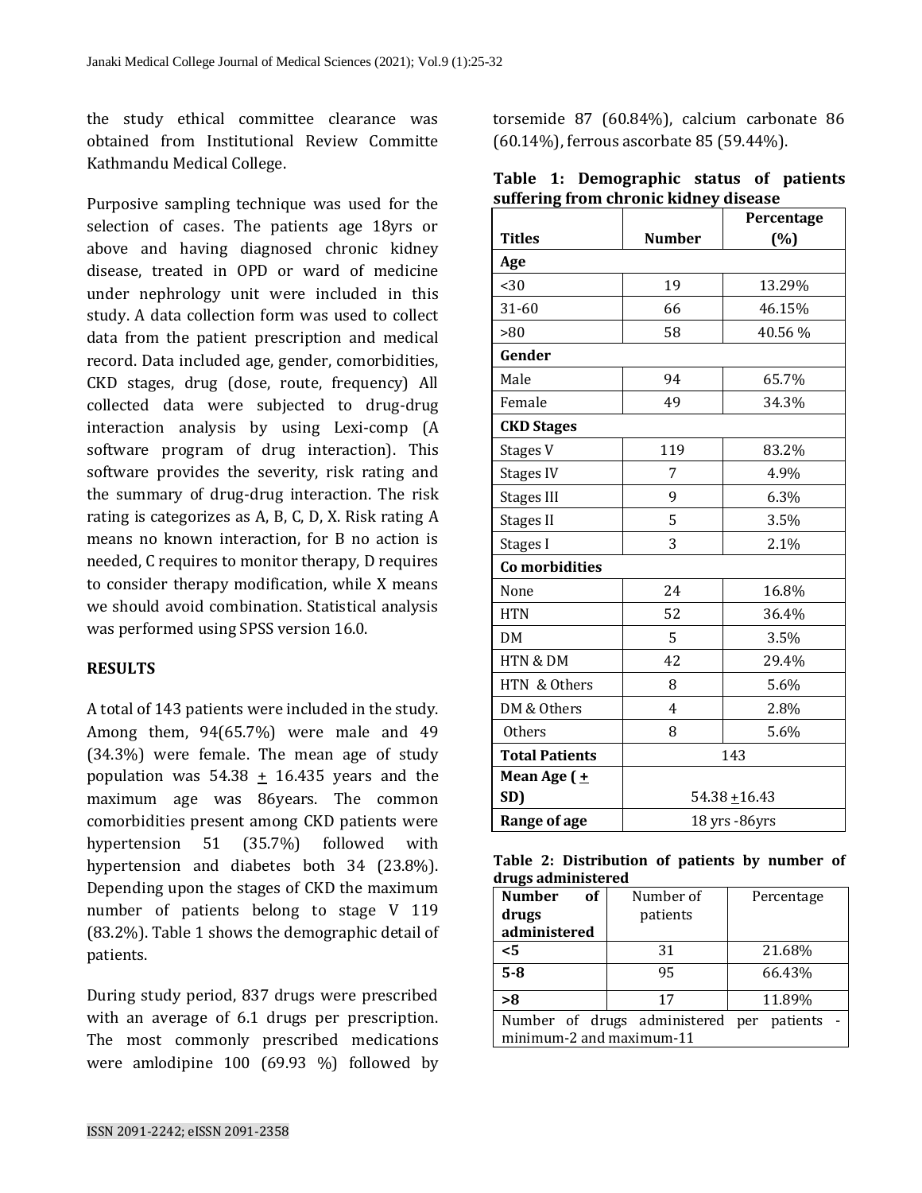the study ethical committee clearance was obtained from Institutional Review Committe Kathmandu Medical College.

Purposive sampling technique was used for the selection of cases. The patients age 18yrs or above and having diagnosed chronic kidney disease, treated in OPD or ward of medicine under nephrology unit were included in this study. A data collection form was used to collect data from the patient prescription and medical record. Data included age, gender, comorbidities, CKD stages, drug (dose, route, frequency) All collected data were subjected to drug-drug interaction analysis by using Lexi-comp (A software program of drug interaction). This software provides the severity, risk rating and the summary of drug-drug interaction. The risk rating is categorizes as A, B, C, D, X. Risk rating A means no known interaction, for B no action is needed, C requires to monitor therapy, D requires to consider therapy modification, while X means we should avoid combination. Statistical analysis was performed using SPSS version 16.0.

## RESULTS

A total of 143 patients were included in the study. Among them, 94(65.7%) were male and 49 (34.3%) were female. The mean age of study population was 54.38 ± 16.435 years and the maximum age was 86years. The common comorbidities present among CKD patients were hypertension 51 (35.7%) followed with hypertension and diabetes both 34 (23.8%). Depending upon the stages of CKD the maximum number of patients belong to stage V 119 (83.2%). Table 1 shows the demographic detail of patients.

During study period, 837 drugs were prescribed with an average of 6.1 drugs per prescription. The most commonly prescribed medications were amlodipine 100 (69.93 %) followed by torsemide 87 (60.84%), calcium carbonate 86 (60.14%), ferrous ascorbate 85 (59.44%).

**Table 1: Demographic status of patients suffering from chronic kidney disease**

| Titles | Number | Percentage (%) |
|---|---|---|
| **Age** | | |
| <30 | 19 | 13.29% |
| 31-60 | 66 | 46.15% |
| >80 | 58 | 40.56 % |
| **Gender** | | |
| Male | 94 | 65.7% |
| Female | 49 | 34.3% |
| **CKD Stages** | | |
| Stages V | 119 | 83.2% |
| Stages IV | 7 | 4.9% |
| Stages III | 9 | 6.3% |
| Stages II | 5 | 3.5% |
| Stages I | 3 | 2.1% |
| **Co morbidities** | | |
| None | 24 | 16.8% |
| HTN | 52 | 36.4% |
| DM | 5 | 3.5% |
| HTN & DM | 42 | 29.4% |
| HTN & Others | 8 | 5.6% |
| DM & Others | 4 | 2.8% |
| Others | 8 | 5.6% |
| **Total Patients** | 143 | |
| **Mean Age ( ± SD)** | 54.38 ±16.43 | |
| **Range of age** | 18 yrs -86yrs | |

**Table 2: Distribution of patients by number of drugs administered**

| Number of drugs administered | Number of patients | Percentage |
|---|---|---|
| **<5** | 31 | 21.68% |
| **5-8** | 95 | 66.43% |
| **>8** | 17 | 11.89% |
| Number of drugs administered per patients - minimum-2 and maximum-11 | | |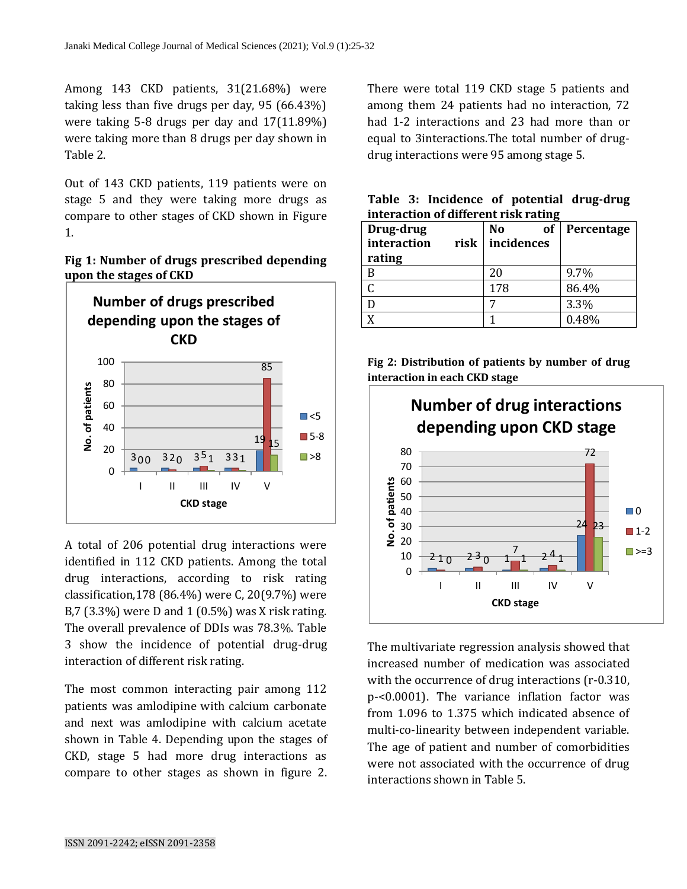Among 143 CKD patients, 31(21.68%) were taking less than five drugs per day, 95 (66.43%) were taking 5-8 drugs per day and 17(11.89%) were taking more than 8 drugs per day shown in Table 2.

Out of 143 CKD patients, 119 patients were on stage 5 and they were taking more drugs as compare to other stages of CKD shown in Figure 1.

**Fig 1: Number of drugs prescribed depending upon the stages of CKD**

A total of 206 potential drug interactions were identified in 112 CKD patients. Among the total drug interactions, according to risk rating classification,178 (86.4%) were C, 20(9.7%) were B,7 (3.3%) were D and 1 (0.5%) was X risk rating. The overall prevalence of DDIs was 78.3%. Table 3 show the incidence of potential drug-drug interaction of different risk rating.

The most common interacting pair among 112 patients was amlodipine with calcium carbonate and next was amlodipine with calcium acetate shown in Table 4. Depending upon the stages of CKD, stage 5 had more drug interactions as compare to other stages as shown in figure 2.

There were total 119 CKD stage 5 patients and among them 24 patients had no interaction, 72 had 1-2 interactions and 23 had more than or equal to 3interactions.The total number of drug-drug interactions were 95 among stage 5.

**Table 3: Incidence of potential drug-drug interaction of different risk rating**

| Drug-drug interaction risk rating | No of incidences | Percentage |
|---|---|---|
| B | 20 | 9.7% |
| C | 178 | 86.4% |
| D | 7 | 3.3% |
| X | 1 | 0.48% |

**Fig 2: Distribution of patients by number of drug interaction in each CKD stage**

The multivariate regression analysis showed that increased number of medication was associated with the occurrence of drug interactions (r-0.310, p-<0.0001). The variance inflation factor was from 1.096 to 1.375 which indicated absence of multi-co-linearity between independent variable. The age of patient and number of comorbidities were not associated with the occurrence of drug interactions shown in Table 5.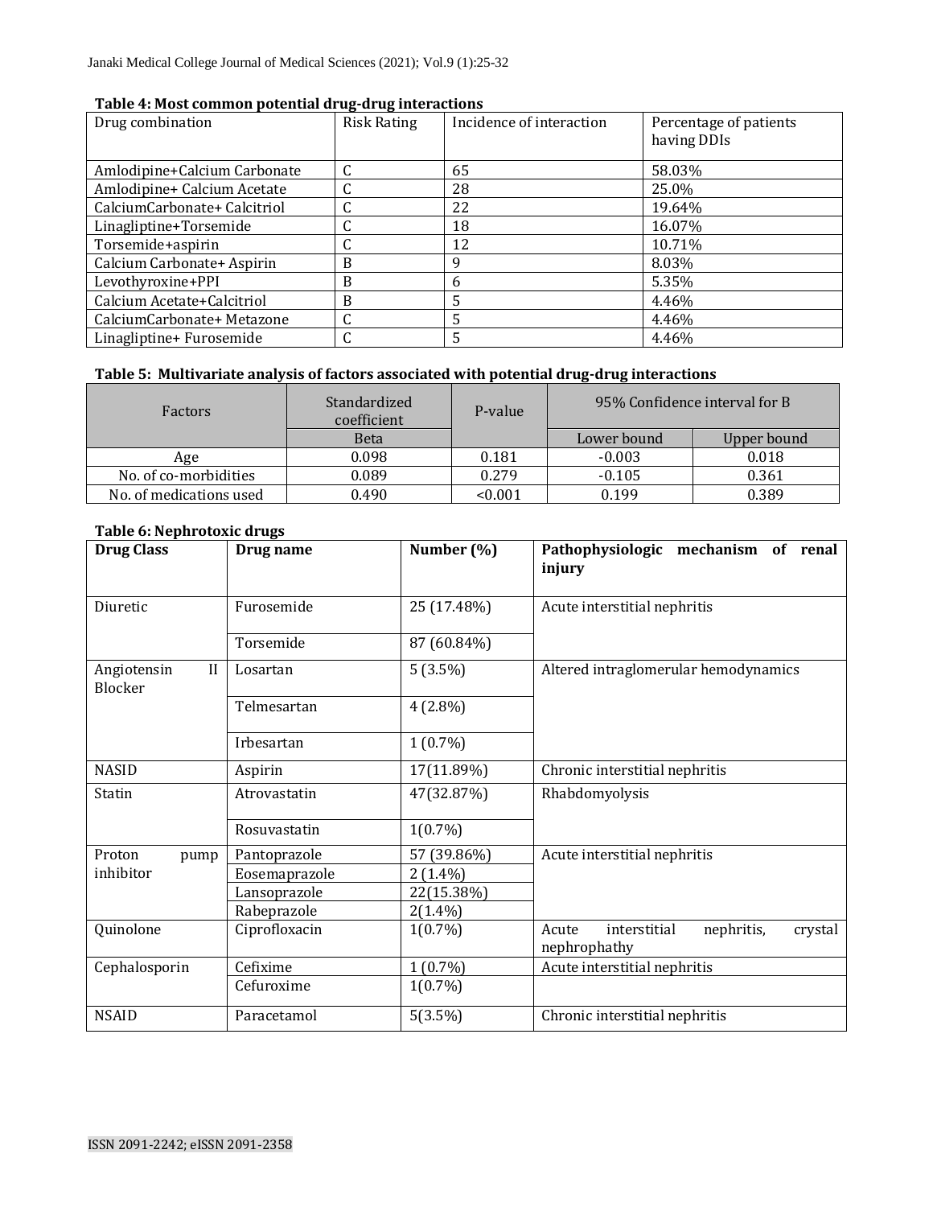**Table 4: Most common potential drug-drug interactions**

| Drug combination | Risk Rating | Incidence of interaction | Percentage of patients having DDIs |
|---|---|---|---|
| Amlodipine+Calcium Carbonate | C | 65 | 58.03% |
| Amlodipine+ Calcium Acetate | C | 28 | 25.0% |
| CalciumCarbonate+ Calcitriol | C | 22 | 19.64% |
| Linagliptine+Torsemide | C | 18 | 16.07% |
| Torsemide+aspirin | C | 12 | 10.71% |
| Calcium Carbonate+ Aspirin | B | 9 | 8.03% |
| Levothyroxine+PPI | B | 6 | 5.35% |
| Calcium Acetate+Calcitriol | B | 5 | 4.46% |
| CalciumCarbonate+ Metazone | C | 5 | 4.46% |
| Linagliptine+ Furosemide | C | 5 | 4.46% |

**Table 5: Multivariate analysis of factors associated with potential drug-drug interactions**

| Factors | Standardized coefficient | P-value | 95% Confidence interval for B | |
|---|---|---|---|---|
| | Beta | | Lower bound | Upper bound |
| Age | 0.098 | 0.181 | -0.003 | 0.018 |
| No. of co-morbidities | 0.089 | 0.279 | -0.105 | 0.361 |
| No. of medications used | 0.490 | <0.001 | 0.199 | 0.389 |

**Table 6: Nephrotoxic drugs**

| **Drug Class** | **Drug name** | **Number (%)** | **Pathophysiologic mechanism of renal injury** |
|---|---|---|---|
| Diuretic | Furosemide | 25 (17.48%) | Acute interstitial nephritis |
| | Torsemide | 87 (60.84%) | |
| Angiotensin II Blocker | Losartan | 5 (3.5%) | Altered intraglomerular hemodynamics |
| | Telmesartan | 4 (2.8%) | |
| | Irbesartan | 1 (0.7%) | |
| NASID | Aspirin | 17(11.89%) | Chronic interstitial nephritis |
| Statin | Atrovastatin | 47(32.87%) | Rhabdomyolysis |
| | Rosuvastatin | 1(0.7%) | |
| Proton pump inhibitor | Pantoprazole | 57 (39.86%) | Acute interstitial nephritis |
| | Eosemaprazole | 2 (1.4%) | |
| | Lansoprazole | 22(15.38%) | |
| | Rabeprazole | 2(1.4%) | |
| Quinolone | Ciprofloxacin | 1(0.7%) | Acute interstitial nephritis, crystal nephrophathy |
| Cephalosporin | Cefixime | 1 (0.7%) | Acute interstitial nephritis |
| | Cefuroxime | 1(0.7%) | |
| NSAID | Paracetamol | 5(3.5%) | Chronic interstitial nephritis |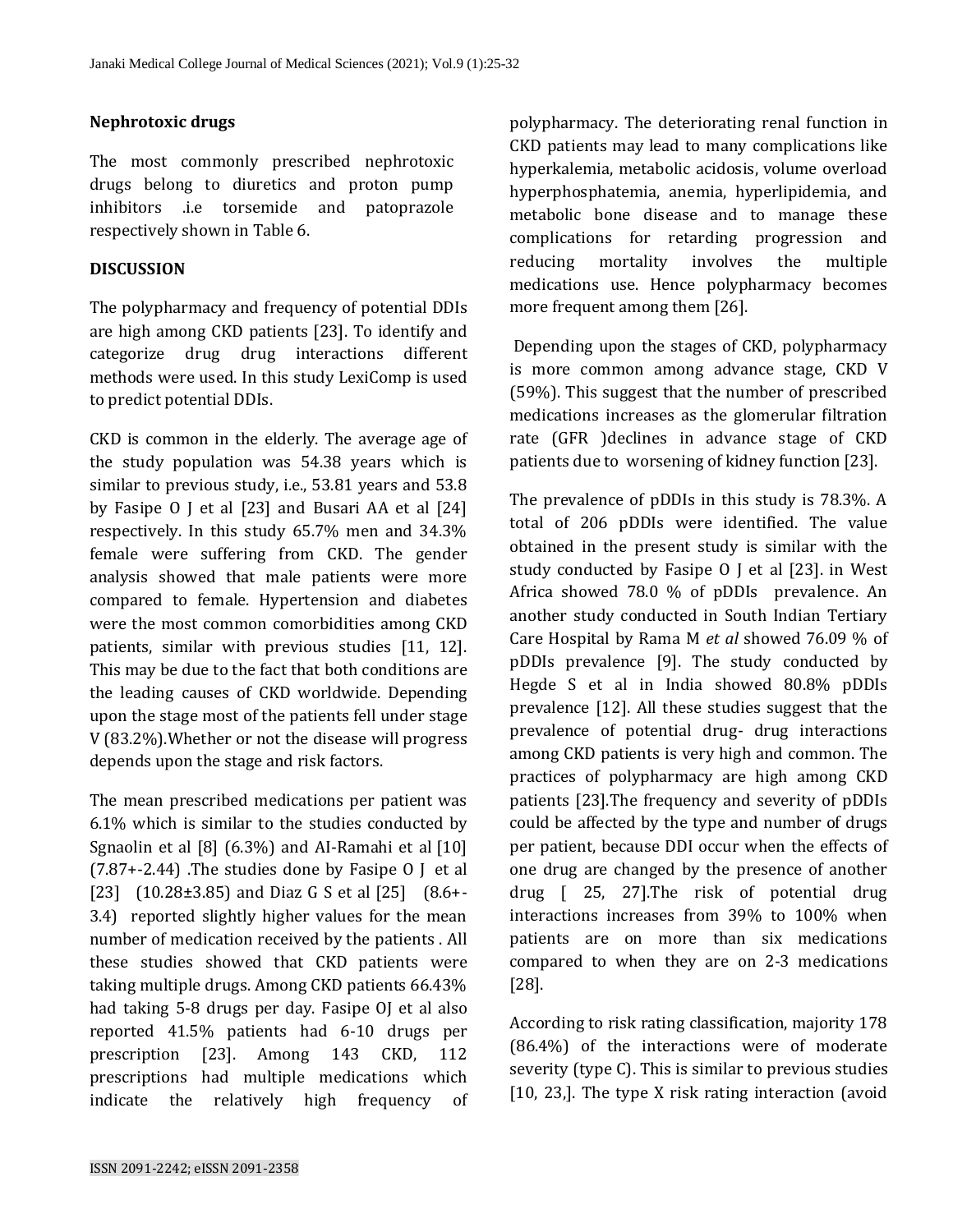**Nephrotoxic drugs**

The most commonly prescribed nephrotoxic drugs belong to diuretics and proton pump inhibitors .i.e torsemide and patoprazole respectively shown in Table 6.

**DISCUSSION**

The polypharmacy and frequency of potential DDIs are high among CKD patients [23]. To identify and categorize drug drug interactions different methods were used. In this study LexiComp is used to predict potential DDIs.

CKD is common in the elderly. The average age of the study population was 54.38 years which is similar to previous study, i.e., 53.81 years and 53.8 by Fasipe O J et al [23] and Busari AA et al [24] respectively. In this study 65.7% men and 34.3% female were suffering from CKD. The gender analysis showed that male patients were more compared to female. Hypertension and diabetes were the most common comorbidities among CKD patients, similar with previous studies [11, 12]. This may be due to the fact that both conditions are the leading causes of CKD worldwide. Depending upon the stage most of the patients fell under stage V (83.2%).Whether or not the disease will progress depends upon the stage and risk factors.

The mean prescribed medications per patient was 6.1% which is similar to the studies conducted by Sgnaolin et al [8] (6.3%) and AI-Ramahi et al [10] (7.87+-2.44) .The studies done by Fasipe O J et al [23] (10.28±3.85) and Diaz G S et al [25] (8.6+-3.4) reported slightly higher values for the mean number of medication received by the patients . All these studies showed that CKD patients were taking multiple drugs. Among CKD patients 66.43% had taking 5-8 drugs per day. Fasipe OJ et al also reported 41.5% patients had 6-10 drugs per prescription [23]. Among 143 CKD, 112 prescriptions had multiple medications which indicate the relatively high frequency of polypharmacy. The deteriorating renal function in CKD patients may lead to many complications like hyperkalemia, metabolic acidosis, volume overload hyperphosphatemia, anemia, hyperlipidemia, and metabolic bone disease and to manage these complications for retarding progression and reducing mortality involves the multiple medications use. Hence polypharmacy becomes more frequent among them [26].

Depending upon the stages of CKD, polypharmacy is more common among advance stage, CKD V (59%). This suggest that the number of prescribed medications increases as the glomerular filtration rate (GFR )declines in advance stage of CKD patients due to worsening of kidney function [23].

The prevalence of pDDIs in this study is 78.3%. A total of 206 pDDIs were identified. The value obtained in the present study is similar with the study conducted by Fasipe O J et al [23]. in West Africa showed 78.0 % of pDDIs prevalence. An another study conducted in South Indian Tertiary Care Hospital by Rama M *et al* showed 76.09 % of pDDIs prevalence [9]. The study conducted by Hegde S et al in India showed 80.8% pDDIs prevalence [12]. All these studies suggest that the prevalence of potential drug- drug interactions among CKD patients is very high and common. The practices of polypharmacy are high among CKD patients [23].The frequency and severity of pDDIs could be affected by the type and number of drugs per patient, because DDI occur when the effects of one drug are changed by the presence of another drug [ 25, 27].The risk of potential drug interactions increases from 39% to 100% when patients are on more than six medications compared to when they are on 2-3 medications [28].

According to risk rating classification, majority 178 (86.4%) of the interactions were of moderate severity (type C). This is similar to previous studies [10, 23,]. The type X risk rating interaction (avoid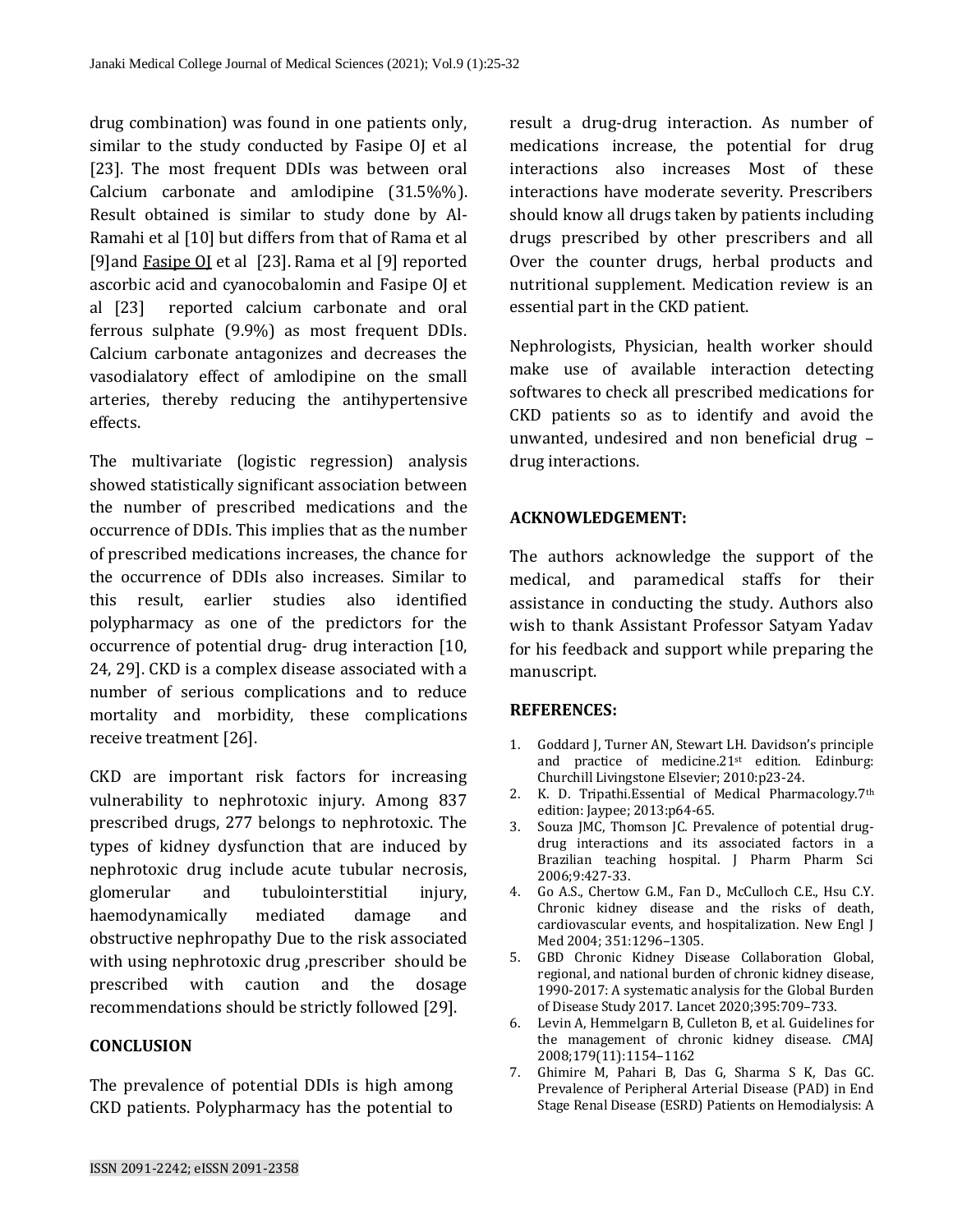drug combination) was found in one patients only, similar to the study conducted by Fasipe OJ et al [23]. The most frequent DDIs was between oral Calcium carbonate and amlodipine (31.5%%). Result obtained is similar to study done by Al-Ramahi et al [10] but differs from that of Rama et al [9]and Fasipe OJ et al [23]. Rama et al [9] reported ascorbic acid and cyanocobalomin and Fasipe OJ et al [23] reported calcium carbonate and oral ferrous sulphate (9.9%) as most frequent DDIs. Calcium carbonate antagonizes and decreases the vasodialatory effect of amlodipine on the small arteries, thereby reducing the antihypertensive effects.

The multivariate (logistic regression) analysis showed statistically significant association between the number of prescribed medications and the occurrence of DDIs. This implies that as the number of prescribed medications increases, the chance for the occurrence of DDIs also increases. Similar to this result, earlier studies also identified polypharmacy as one of the predictors for the occurrence of potential drug- drug interaction [10, 24, 29]. CKD is a complex disease associated with a number of serious complications and to reduce mortality and morbidity, these complications receive treatment [26].

CKD are important risk factors for increasing vulnerability to nephrotoxic injury. Among 837 prescribed drugs, 277 belongs to nephrotoxic. The types of kidney dysfunction that are induced by nephrotoxic drug include acute tubular necrosis, glomerular and tubulointerstitial injury, haemodynamically mediated damage and obstructive nephropathy Due to the risk associated with using nephrotoxic drug ,prescriber should be prescribed with caution and the dosage recommendations should be strictly followed [29].

## CONCLUSION

The prevalence of potential DDIs is high among CKD patients. Polypharmacy has the potential to result a drug-drug interaction. As number of medications increase, the potential for drug interactions also increases Most of these interactions have moderate severity. Prescribers should know all drugs taken by patients including drugs prescribed by other prescribers and all Over the counter drugs, herbal products and nutritional supplement. Medication review is an essential part in the CKD patient.

Nephrologists, Physician, health worker should make use of available interaction detecting softwares to check all prescribed medications for CKD patients so as to identify and avoid the unwanted, undesired and non beneficial drug – drug interactions.

## ACKNOWLEDGEMENT:

The authors acknowledge the support of the medical, and paramedical staffs for their assistance in conducting the study. Authors also wish to thank Assistant Professor Satyam Yadav for his feedback and support while preparing the manuscript.

## REFERENCES:

1. Goddard J, Turner AN, Stewart LH. Davidson's principle and practice of medicine.21st edition. Edinburg: Churchill Livingstone Elsevier; 2010:p23-24.
2. K. D. Tripathi.Essential of Medical Pharmacology.7th edition: Jaypee; 2013:p64-65.
3. Souza JMC, Thomson JC. Prevalence of potential drug-drug interactions and its associated factors in a Brazilian teaching hospital. J Pharm Pharm Sci 2006;9:427-33.
4. Go A.S., Chertow G.M., Fan D., McCulloch C.E., Hsu C.Y. Chronic kidney disease and the risks of death, cardiovascular events, and hospitalization. New Engl J Med 2004; 351:1296–1305.
5. GBD Chronic Kidney Disease Collaboration Global, regional, and national burden of chronic kidney disease, 1990-2017: A systematic analysis for the Global Burden of Disease Study 2017. Lancet 2020;395:709–733.
6. Levin A, Hemmelgarn B, Culleton B, et al. Guidelines for the management of chronic kidney disease. *C*MAJ 2008;179(11):1154–1162
7. Ghimire M, Pahari B, Das G, Sharma S K, Das GC. Prevalence of Peripheral Arterial Disease (PAD) in End Stage Renal Disease (ESRD) Patients on Hemodialysis: A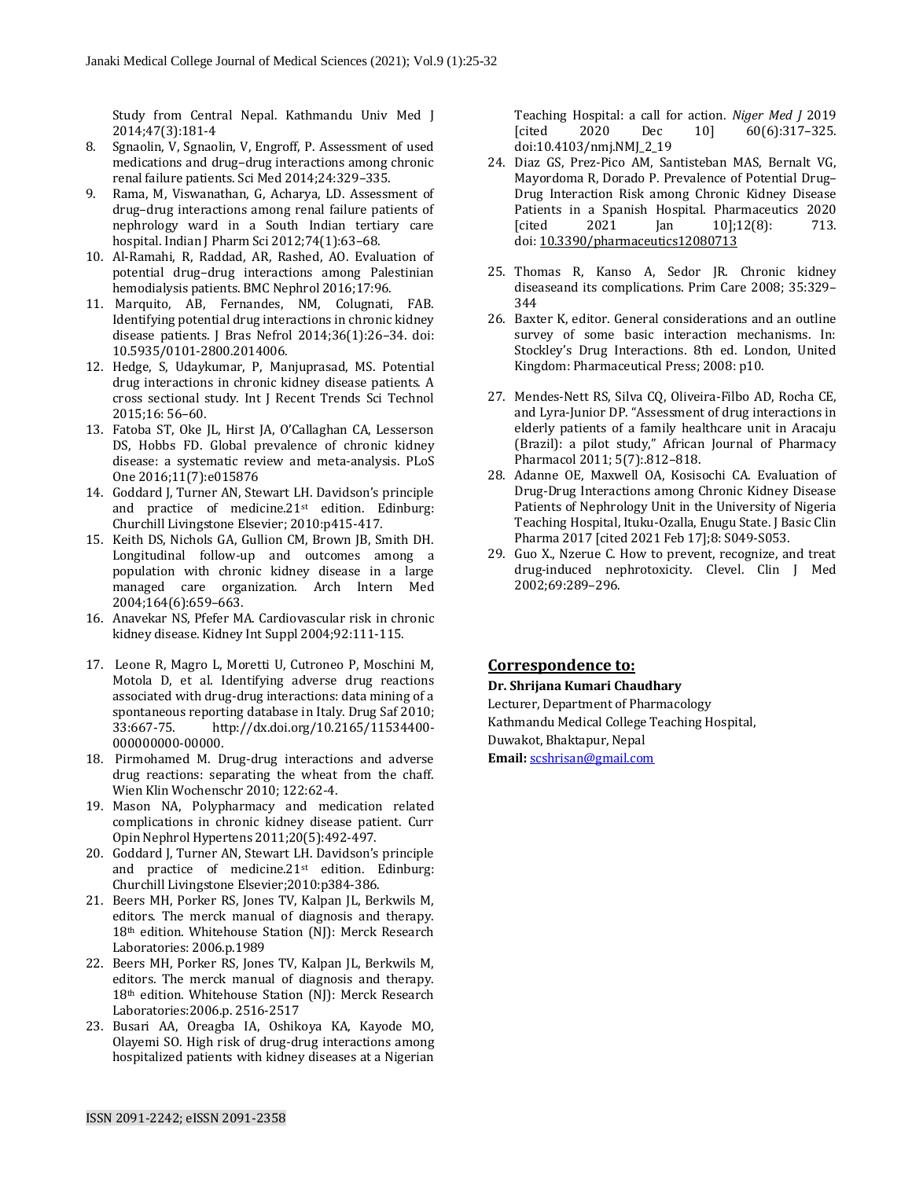Study from Central Nepal. Kathmandu Univ Med J 2014;47(3):181-4

8. Sgnaolin, V, Sgnaolin, V, Engroff, P. Assessment of used medications and drug–drug interactions among chronic renal failure patients. Sci Med 2014;24:329–335.
9. Rama, M, Viswanathan, G, Acharya, LD. Assessment of drug–drug interactions among renal failure patients of nephrology ward in a South Indian tertiary care hospital. Indian J Pharm Sci 2012;74(1):63–68.
10. Al-Ramahi, R, Raddad, AR, Rashed, AO. Evaluation of potential drug–drug interactions among Palestinian hemodialysis patients. BMC Nephrol 2016;17:96.
11. Marquito, AB, Fernandes, NM, Colugnati, FAB. Identifying potential drug interactions in chronic kidney disease patients. J Bras Nefrol 2014;36(1):26–34. doi: 10.5935/0101-2800.2014006.
12. Hedge, S, Udaykumar, P, Manjuprasad, MS. Potential drug interactions in chronic kidney disease patients. A cross sectional study. Int J Recent Trends Sci Technol 2015;16: 56–60.
13. Fatoba ST, Oke JL, Hirst JA, O'Callaghan CA, Lesserson DS, Hobbs FD. Global prevalence of chronic kidney disease: a systematic review and meta-analysis. PLoS One 2016;11(7):e015876
14. Goddard J, Turner AN, Stewart LH. Davidson's principle and practice of medicine.21st edition. Edinburg: Churchill Livingstone Elsevier; 2010:p415-417.
15. Keith DS, Nichols GA, Gullion CM, Brown JB, Smith DH. Longitudinal follow-up and outcomes among a population with chronic kidney disease in a large managed care organization. Arch Intern Med 2004;164(6):659–663.
16. Anavekar NS, Pfefer MA. Cardiovascular risk in chronic kidney disease. Kidney Int Suppl 2004;92:111-115.
17. Leone R, Magro L, Moretti U, Cutroneo P, Moschini M, Motola D, et al. Identifying adverse drug reactions associated with drug-drug interactions: data mining of a spontaneous reporting database in Italy. Drug Saf 2010; 33:667-75. http://dx.doi.org/10.2165/11534400-000000000-00000.
18. Pirmohamed M. Drug-drug interactions and adverse drug reactions: separating the wheat from the chaff. Wien Klin Wochenschr 2010; 122:62-4.
19. Mason NA, Polypharmacy and medication related complications in chronic kidney disease patient. Curr Opin Nephrol Hypertens 2011;20(5):492-497.
20. Goddard J, Turner AN, Stewart LH. Davidson's principle and practice of medicine.21st edition. Edinburg: Churchill Livingstone Elsevier;2010:p384-386.
21. Beers MH, Porker RS, Jones TV, Kalpan JL, Berkwils M, editors. The merck manual of diagnosis and therapy. 18th edition. Whitehouse Station (NJ): Merck Research Laboratories: 2006.p.1989
22. Beers MH, Porker RS, Jones TV, Kalpan JL, Berkwils M, editors. The merck manual of diagnosis and therapy. 18th edition. Whitehouse Station (NJ): Merck Research Laboratories:2006.p. 2516-2517
23. Busari AA, Oreagba IA, Oshikoya KA, Kayode MO, Olayemi SO. High risk of drug-drug interactions among hospitalized patients with kidney diseases at a Nigerian Teaching Hospital: a call for action. *Niger Med J* 2019 [cited 2020 Dec 10] 60(6):317–325. doi:10.4103/nmj.NMJ_2_19
24. Diaz GS, Prez-Pico AM, Santisteban MAS, Bernalt VG, Mayordoma R, Dorado P. Prevalence of Potential Drug–Drug Interaction Risk among Chronic Kidney Disease Patients in a Spanish Hospital. Pharmaceutics 2020 [cited 2021 Jan 10];12(8): 713. doi: 10.3390/pharmaceutics12080713
25. Thomas R, Kanso A, Sedor JR. Chronic kidney diseaseand its complications. Prim Care 2008; 35:329–344
26. Baxter K, editor. General considerations and an outline survey of some basic interaction mechanisms. In: Stockley's Drug Interactions. 8th ed. London, United Kingdom: Pharmaceutical Press; 2008: p10.
27. Mendes-Nett RS, Silva CQ, Oliveira-Filbo AD, Rocha CE, and Lyra-Junior DP. "Assessment of drug interactions in elderly patients of a family healthcare unit in Aracaju (Brazil): a pilot study," African Journal of Pharmacy Pharmacol 2011; 5(7):.812–818.
28. Adanne OE, Maxwell OA, Kosisochi CA. Evaluation of Drug-Drug Interactions among Chronic Kidney Disease Patients of Nephrology Unit in the University of Nigeria Teaching Hospital, Ituku-Ozalla, Enugu State. J Basic Clin Pharma 2017 [cited 2021 Feb 17];8: S049-S053.
29. Guo X., Nzerue C. How to prevent, recognize, and treat drug-induced nephrotoxicity. Clevel. Clin J Med 2002;69:289–296.

## Correspondence to:

**Dr. Shrijana Kumari Chaudhary**
Lecturer, Department of Pharmacology
Kathmandu Medical College Teaching Hospital,
Duwakot, Bhaktapur, Nepal
**Email:** scshrisan@gmail.com